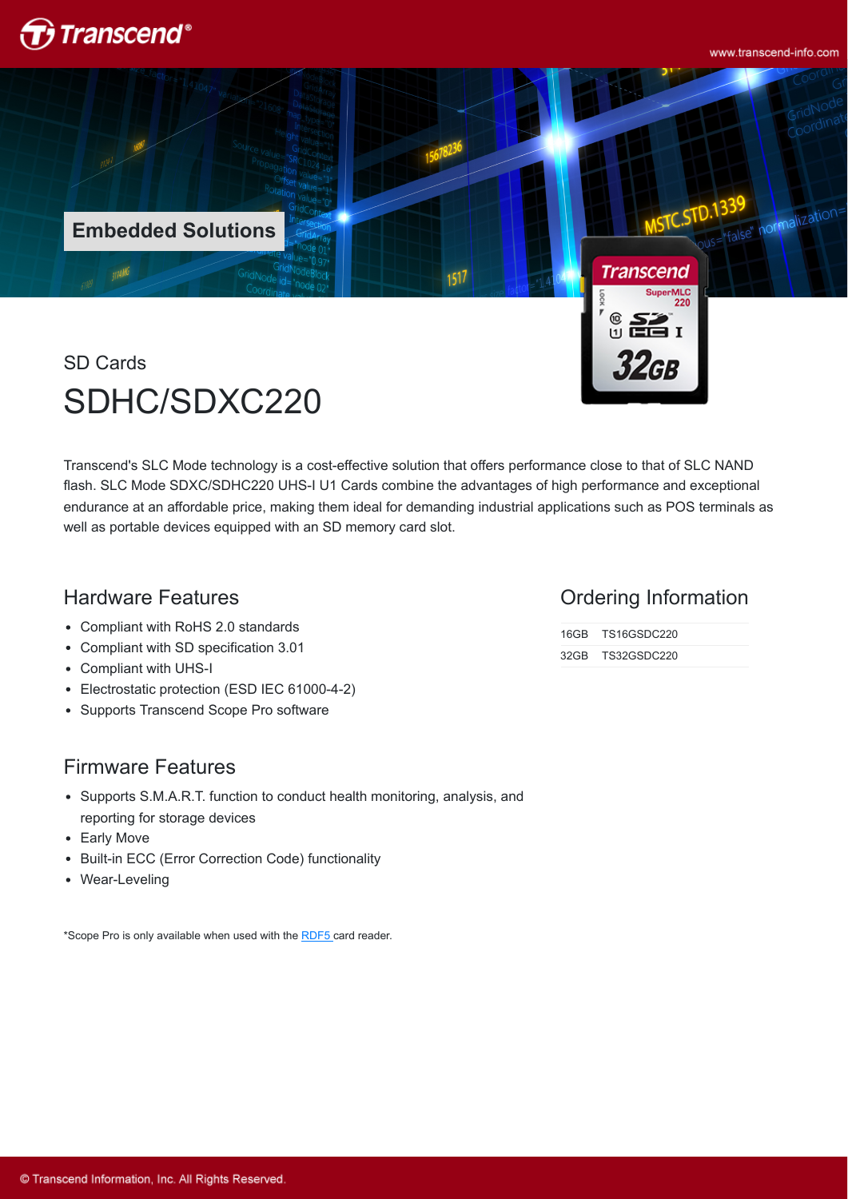Embedded Solutions

SD Cards

# SDHC/SDXC220

Transcend's SLC Mode technology is a cost-effective solution that offers performance close to that of SLC NAND flash. SLC Mode SDXC/SDHC220 UHS-I U1 Cards combine the advantages of high performance and exceptional endurance at an affordable price, making them ideal for demanding industrial applications such as POS terminals as well as portable devices equipped with an SD memory card slot.

## Hardware Features

- Compliant with RoHS 2.0 standards
- Compliant with SD specification 3.01
- Compliant with UHS-I
- Electrostatic protection (ESD IEC 61000-4-2)
- Supports Transcend Scope Pro software

## Firmware Features

- Supports S.M.A.R.T. function to conduct health monitoring, analysis, and reporting for storage devices
- Early Move
- Built-in ECC (Error Correction Code) functionality
- Wear-Leveling

*Scope Pro is only available when used with the RDF5 card reader.

## Ordering Information

| | |
|---|---|
| 16GB | TS16GSDC220 |
| 32GB | TS32GSDC220 |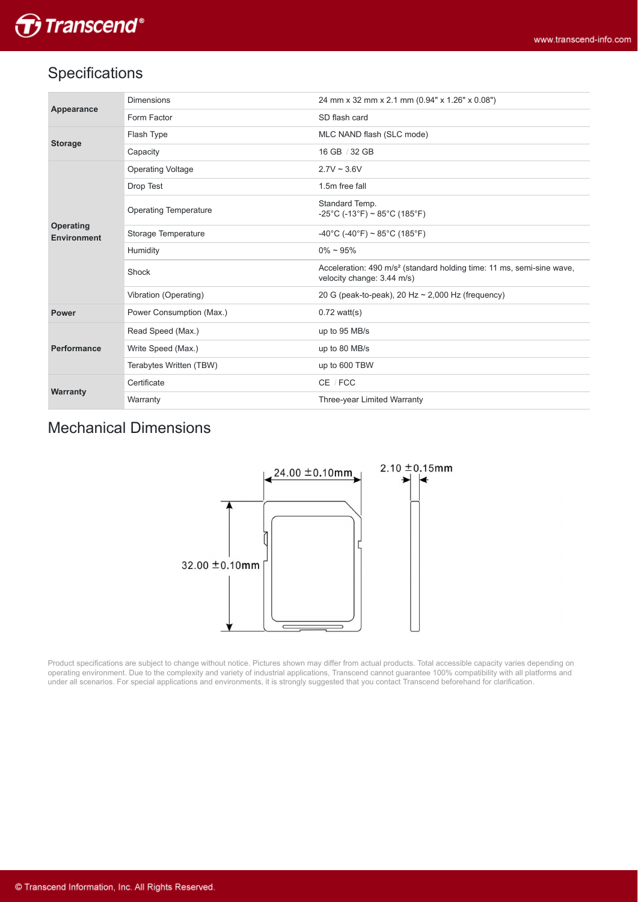## Specifications

| | | |
|---|---|---|
| **Appearance** | Dimensions | 24 mm x 32 mm x 2.1 mm (0.94" x 1.26" x 0.08") |
| | Form Factor | SD flash card |
| **Storage** | Flash Type | MLC NAND flash (SLC mode) |
| | Capacity | 16 GB / 32 GB |
| **Operating Environment** | Operating Voltage | 2.7V ~ 3.6V |
| | Drop Test | 1.5m free fall |
| | Operating Temperature | Standard Temp.<br>-25°C (-13°F) ~ 85°C (185°F) |
| | Storage Temperature | -40°C (-40°F) ~ 85°C (185°F) |
| | Humidity | 0% ~ 95% |
| | Shock | Acceleration: 490 m/s² (standard holding time: 11 ms, semi-sine wave, velocity change: 3.44 m/s) |
| | Vibration (Operating) | 20 G (peak-to-peak), 20 Hz ~ 2,000 Hz (frequency) |
| **Power** | Power Consumption (Max.) | 0.72 watt(s) |
| **Performance** | Read Speed (Max.) | up to 95 MB/s |
| | Write Speed (Max.) | up to 80 MB/s |
| | Terabytes Written (TBW) | up to 600 TBW |
| **Warranty** | Certificate | CE / FCC |
| | Warranty | Three-year Limited Warranty |

## Mechanical Dimensions

24.00 ±0.10mm

2.10 ±0.15mm

32.00 ±0.10mm

Product specifications are subject to change without notice. Pictures shown may differ from actual products. Total accessible capacity varies depending on operating environment. Due to the complexity and variety of industrial applications, Transcend cannot guarantee 100% compatibility with all platforms and under all scenarios. For special applications and environments, it is strongly suggested that you contact Transcend beforehand for clarification.